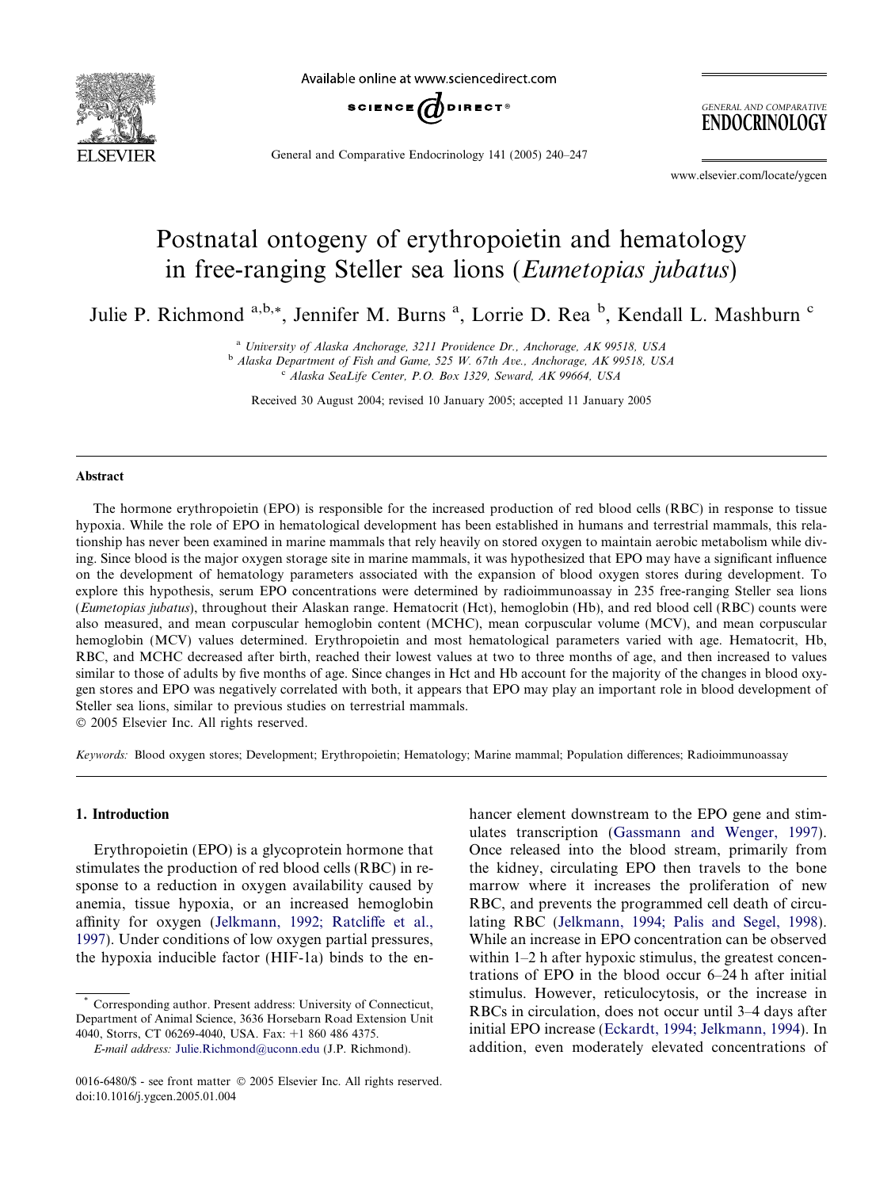# Postnatal ontogeny of erythropoietin and hematology in free-ranging Steller sea lions (*Eumetopias jubatus*)

Julie P. Richmond [a,b,*], Jennifer M. Burns [a], Lorrie D. Rea [b], Kendall L. Mashburn [c]

[a] University of Alaska Anchorage, 3211 Providence Dr., Anchorage, AK 99518, USA
[b] Alaska Department of Fish and Game, 525 W. 67th Ave., Anchorage, AK 99518, USA
[c] Alaska SeaLife Center, P.O. Box 1329, Seward, AK 99664, USA

Received 30 August 2004; revised 10 January 2005; accepted 11 January 2005

## Abstract

The hormone erythropoietin (EPO) is responsible for the increased production of red blood cells (RBC) in response to tissue hypoxia. While the role of EPO in hematological development has been established in humans and terrestrial mammals, this relationship has never been examined in marine mammals that rely heavily on stored oxygen to maintain aerobic metabolism while diving. Since blood is the major oxygen storage site in marine mammals, it was hypothesized that EPO may have a significant influence on the development of hematology parameters associated with the expansion of blood oxygen stores during development. To explore this hypothesis, serum EPO concentrations were determined by radioimmunoassay in 235 free-ranging Steller sea lions (*Eumetopias jubatus*), throughout their Alaskan range. Hematocrit (Hct), hemoglobin (Hb), and red blood cell (RBC) counts were also measured, and mean corpuscular hemoglobin content (MCHC), mean corpuscular volume (MCV), and mean corpuscular hemoglobin (MCV) values determined. Erythropoietin and most hematological parameters varied with age. Hematocrit, Hb, RBC, and MCHC decreased after birth, reached their lowest values at two to three months of age, and then increased to values similar to those of adults by five months of age. Since changes in Hct and Hb account for the majority of the changes in blood oxygen stores and EPO was negatively correlated with both, it appears that EPO may play an important role in blood development of Steller sea lions, similar to previous studies on terrestrial mammals.

© 2005 Elsevier Inc. All rights reserved.

*Keywords:* Blood oxygen stores; Development; Erythropoietin; Hematology; Marine mammal; Population differences; Radioimmunoassay

## 1. Introduction

Erythropoietin (EPO) is a glycoprotein hormone that stimulates the production of red blood cells (RBC) in response to a reduction in oxygen availability caused by anemia, tissue hypoxia, or an increased hemoglobin affinity for oxygen (Jelkmann, 1992; Ratcliffe et al., 1997). Under conditions of low oxygen partial pressures, the hypoxia inducible factor (HIF-1a) binds to the enhancer element downstream to the EPO gene and stimulates transcription (Gassmann and Wenger, 1997). Once released into the blood stream, primarily from the kidney, circulating EPO then travels to the bone marrow where it increases the proliferation of new RBC, and prevents the programmed cell death of circulating RBC (Jelkmann, 1994; Palis and Segel, 1998). While an increase in EPO concentration can be observed within 1–2 h after hypoxic stimulus, the greatest concentrations of EPO in the blood occur 6–24 h after initial stimulus. However, reticulocytosis, or the increase in RBCs in circulation, does not occur until 3–4 days after initial EPO increase (Eckardt, 1994; Jelkmann, 1994). In addition, even moderately elevated concentrations of

\* Corresponding author. Present address: University of Connecticut, Department of Animal Science, 3636 Horsebarn Road Extension Unit 4040, Storrs, CT 06269-4040, USA. Fax: +1 860 486 4375.
*E-mail address:* Julie.Richmond@uconn.edu (J.P. Richmond).

0016-6480/$ - see front matter © 2005 Elsevier Inc. All rights reserved.
doi:10.1016/j.ygcen.2005.01.004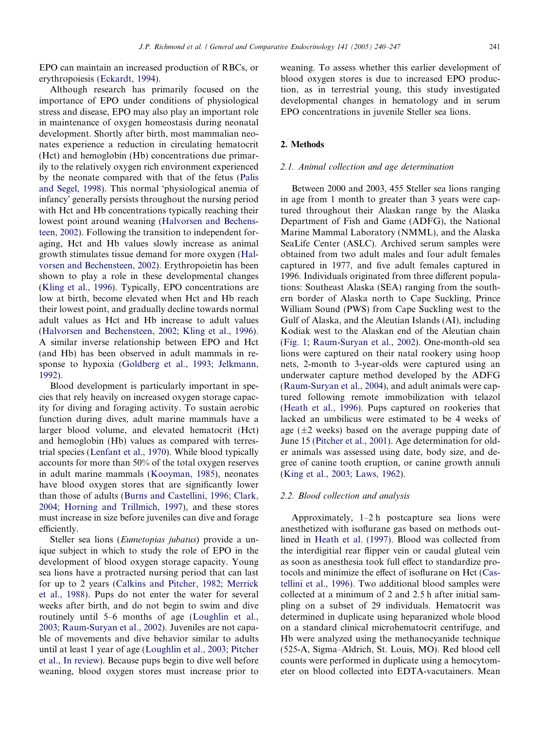EPO can maintain an increased production of RBCs, or erythropoiesis (Eckardt, 1994).

Although research has primarily focused on the importance of EPO under conditions of physiological stress and disease, EPO may also play an important role in maintenance of oxygen homeostasis during neonatal development. Shortly after birth, most mammalian neonates experience a reduction in circulating hematocrit (Hct) and hemoglobin (Hb) concentrations due primarily to the relatively oxygen rich environment experienced by the neonate compared with that of the fetus (Palis and Segel, 1998). This normal 'physiological anemia of infancy' generally persists throughout the nursing period with Hct and Hb concentrations typically reaching their lowest point around weaning (Halvorsen and Bechensteen, 2002). Following the transition to independent foraging, Hct and Hb values slowly increase as animal growth stimulates tissue demand for more oxygen (Halvorsen and Bechensteen, 2002). Erythropoietin has been shown to play a role in these developmental changes (Kling et al., 1996). Typically, EPO concentrations are low at birth, become elevated when Hct and Hb reach their lowest point, and gradually decline towards normal adult values as Hct and Hb increase to adult values (Halvorsen and Bechensteen, 2002; Kling et al., 1996). A similar inverse relationship between EPO and Hct (and Hb) has been observed in adult mammals in response to hypoxia (Goldberg et al., 1993; Jelkmann, 1992).

Blood development is particularly important in species that rely heavily on increased oxygen storage capacity for diving and foraging activity. To sustain aerobic function during dives, adult marine mammals have a larger blood volume, and elevated hematocrit (Hct) and hemoglobin (Hb) values as compared with terrestrial species (Lenfant et al., 1970). While blood typically accounts for more than 50% of the total oxygen reserves in adult marine mammals (Kooyman, 1985), neonates have blood oxygen stores that are significantly lower than those of adults (Burns and Castellini, 1996; Clark, 2004; Horning and Trillmich, 1997), and these stores must increase in size before juveniles can dive and forage efficiently.

Steller sea lions (*Eumetopias jubatus*) provide a unique subject in which to study the role of EPO in the development of blood oxygen storage capacity. Young sea lions have a protracted nursing period that can last for up to 2 years (Calkins and Pitcher, 1982; Merrick et al., 1988). Pups do not enter the water for several weeks after birth, and do not begin to swim and dive routinely until 5–6 months of age (Loughlin et al., 2003; Raum-Suryan et al., 2002). Juveniles are not capable of movements and dive behavior similar to adults until at least 1 year of age (Loughlin et al., 2003; Pitcher et al., In review). Because pups begin to dive well before weaning, blood oxygen stores must increase prior to weaning. To assess whether this earlier development of blood oxygen stores is due to increased EPO production, as in terrestrial young, this study investigated developmental changes in hematology and in serum EPO concentrations in juvenile Steller sea lions.

## 2. Methods

### 2.1. Animal collection and age determination

Between 2000 and 2003, 455 Steller sea lions ranging in age from 1 month to greater than 3 years were captured throughout their Alaskan range by the Alaska Department of Fish and Game (ADFG), the National Marine Mammal Laboratory (NMML), and the Alaska SeaLife Center (ASLC). Archived serum samples were obtained from two adult males and four adult females captured in 1977, and five adult females captured in 1996. Individuals originated from three different populations: Southeast Alaska (SEA) ranging from the southern border of Alaska north to Cape Suckling, Prince William Sound (PWS) from Cape Suckling west to the Gulf of Alaska, and the Aleutian Islands (AI), including Kodiak west to the Alaskan end of the Aleutian chain (Fig. 1; Raum-Suryan et al., 2002). One-month-old sea lions were captured on their natal rookery using hoop nets, 2-month to 3-year-olds were captured using an underwater capture method developed by the ADFG (Raum-Suryan et al., 2004), and adult animals were captured following remote immobilization with telazol (Heath et al., 1996). Pups captured on rookeries that lacked an umbilicus were estimated to be 4 weeks of age (±2 weeks) based on the average pupping date of June 15 (Pitcher et al., 2001). Age determination for older animals was assessed using date, body size, and degree of canine tooth eruption, or canine growth annuli (King et al., 2003; Laws, 1962).

### 2.2. Blood collection and analysis

Approximately, 1–2 h postcapture sea lions were anesthetized with isoflurane gas based on methods outlined in Heath et al. (1997). Blood was collected from the interdigitial rear flipper vein or caudal gluteal vein as soon as anesthesia took full effect to standardize protocols and minimize the effect of isoflurane on Hct (Castellini et al., 1996). Two additional blood samples were collected at a minimum of 2 and 2.5 h after initial sampling on a subset of 29 individuals. Hematocrit was determined in duplicate using heparanized whole blood on a standard clinical microhematocrit centrifuge, and Hb were analyzed using the methanocyanide technique (525-A, Sigma–Aldrich, St. Louis, MO). Red blood cell counts were performed in duplicate using a hemocytometer on blood collected into EDTA-vacutainers. Mean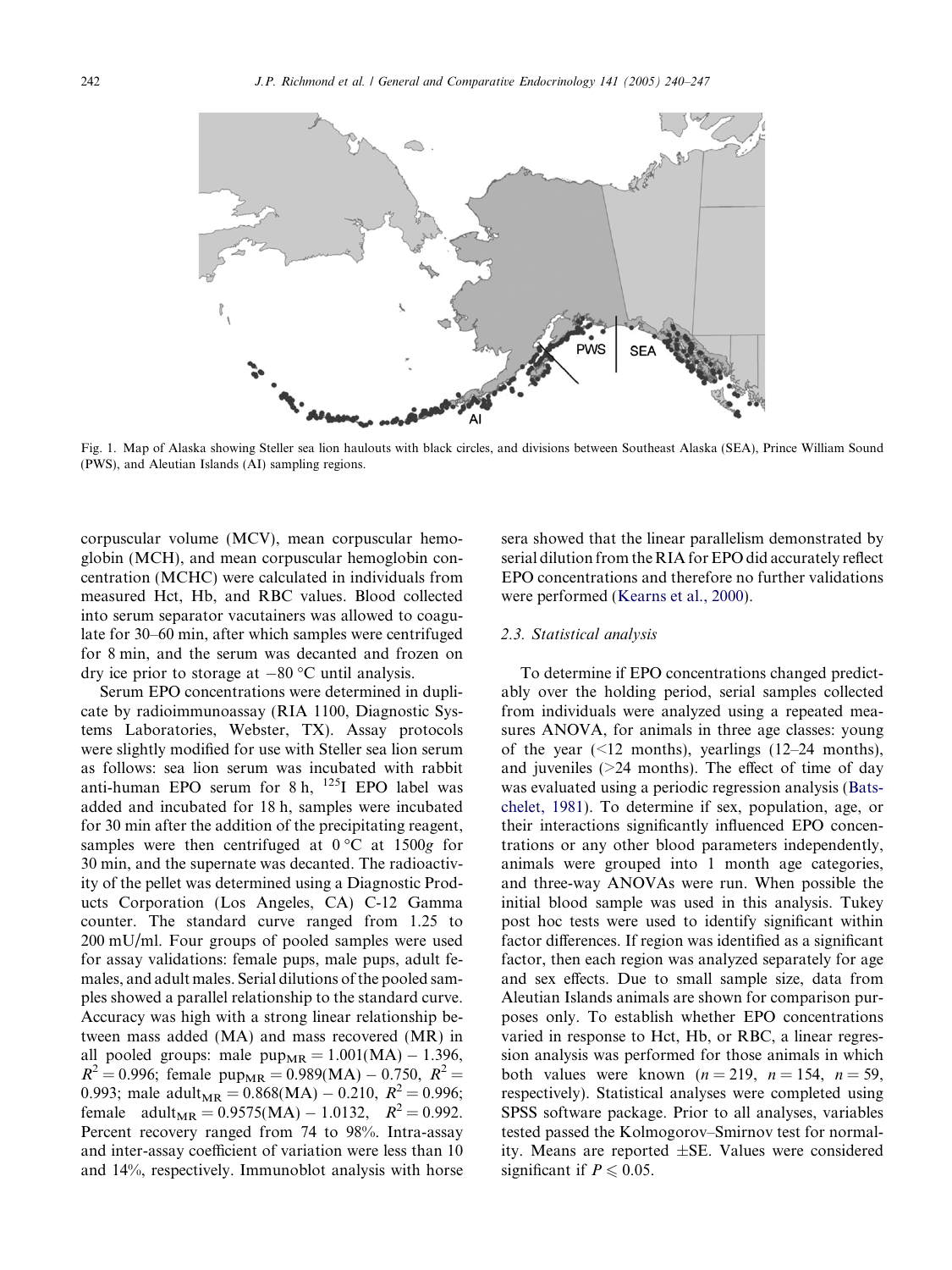Fig. 1. Map of Alaska showing Steller sea lion haulouts with black circles, and divisions between Southeast Alaska (SEA), Prince William Sound (PWS), and Aleutian Islands (AI) sampling regions.

corpuscular volume (MCV), mean corpuscular hemoglobin (MCH), and mean corpuscular hemoglobin concentration (MCHC) were calculated in individuals from measured Hct, Hb, and RBC values. Blood collected into serum separator vacutainers was allowed to coagulate for 30–60 min, after which samples were centrifuged for 8 min, and the serum was decanted and frozen on dry ice prior to storage at −80 °C until analysis.

Serum EPO concentrations were determined in duplicate by radioimmunoassay (RIA 1100, Diagnostic Systems Laboratories, Webster, TX). Assay protocols were slightly modified for use with Steller sea lion serum as follows: sea lion serum was incubated with rabbit anti-human EPO serum for 8 h, $^{125}$I EPO label was added and incubated for 18 h, samples were incubated for 30 min after the addition of the precipitating reagent, samples were then centrifuged at 0 °C at 1500*g* for 30 min, and the supernate was decanted. The radioactivity of the pellet was determined using a Diagnostic Products Corporation (Los Angeles, CA) C-12 Gamma counter. The standard curve ranged from 1.25 to 200 mU/ml. Four groups of pooled samples were used for assay validations: female pups, male pups, adult females, and adult males. Serial dilutions of the pooled samples showed a parallel relationship to the standard curve. Accuracy was high with a strong linear relationship between mass added (MA) and mass recovered (MR) in all pooled groups: male $\text{pup}_{\text{MR}} = 1.001(\text{MA}) - 1.396$, $R^2 = 0.996$; female $\text{pup}_{\text{MR}} = 0.989(\text{MA}) - 0.750$, $R^2 = 0.993$; male $\text{adult}_{\text{MR}} = 0.868(\text{MA}) - 0.210$, $R^2 = 0.996$; female $\text{adult}_{\text{MR}} = 0.9575(\text{MA}) - 1.0132$, $R^2 = 0.992$. Percent recovery ranged from 74 to 98%. Intra-assay and inter-assay coefficient of variation were less than 10 and 14%, respectively. Immunoblot analysis with horse sera showed that the linear parallelism demonstrated by serial dilution from the RIA for EPO did accurately reflect EPO concentrations and therefore no further validations were performed (Kearns et al., 2000).

### 2.3. Statistical analysis

To determine if EPO concentrations changed predictably over the holding period, serial samples collected from individuals were analyzed using a repeated measures ANOVA, for animals in three age classes: young of the year (<12 months), yearlings (12–24 months), and juveniles (>24 months). The effect of time of day was evaluated using a periodic regression analysis (Batschelet, 1981). To determine if sex, population, age, or their interactions significantly influenced EPO concentrations or any other blood parameters independently, animals were grouped into 1 month age categories, and three-way ANOVAs were run. When possible the initial blood sample was used in this analysis. Tukey post hoc tests were used to identify significant within factor differences. If region was identified as a significant factor, then each region was analyzed separately for age and sex effects. Due to small sample size, data from Aleutian Islands animals are shown for comparison purposes only. To establish whether EPO concentrations varied in response to Hct, Hb, or RBC, a linear regression analysis was performed for those animals in which both values were known ($n = 219$, $n = 154$, $n = 59$, respectively). Statistical analyses were completed using SPSS software package. Prior to all analyses, variables tested passed the Kolmogorov–Smirnov test for normality. Means are reported ±SE. Values were considered significant if $P \leqslant 0.05$.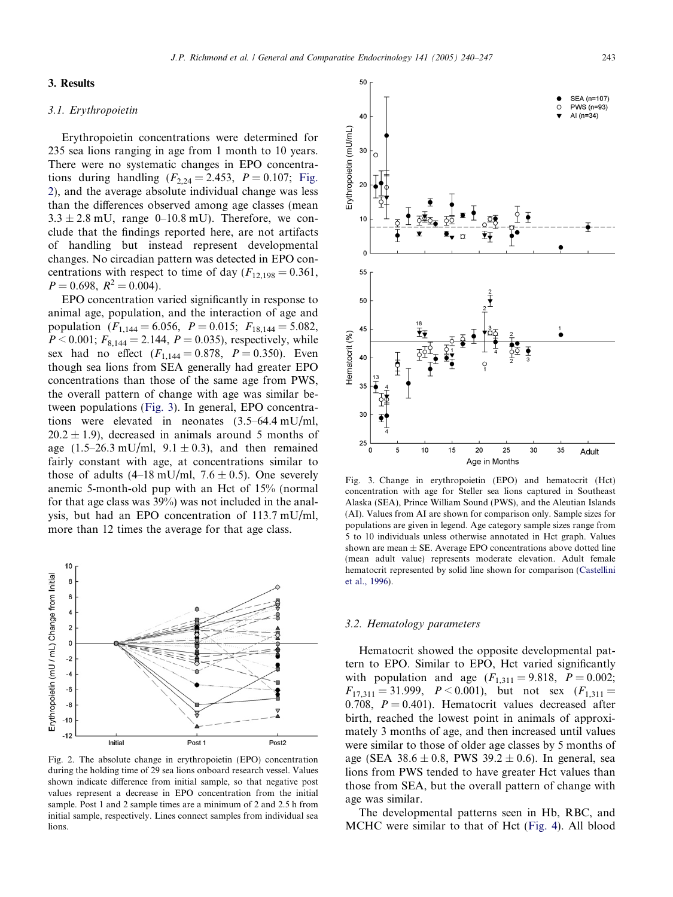## 3. Results

### 3.1. Erythropoietin

Erythropoietin concentrations were determined for 235 sea lions ranging in age from 1 month to 10 years. There were no systematic changes in EPO concentrations during handling ($F_{2,24} = 2.453$, $P = 0.107$; Fig. 2), and the average absolute individual change was less than the differences observed among age classes (mean $3.3 \pm 2.8$ mU, range 0–10.8 mU). Therefore, we conclude that the findings reported here, are not artifacts of handling but instead represent developmental changes. No circadian pattern was detected in EPO concentrations with respect to time of day ($F_{12,198} = 0.361$, $P = 0.698$, $R^2 = 0.004$).

EPO concentration varied significantly in response to animal age, population, and the interaction of age and population ($F_{1,144} = 6.056$, $P = 0.015$; $F_{18,144} = 5.082$, $P < 0.001$; $F_{8,144} = 2.144$, $P = 0.035$), respectively, while sex had no effect ($F_{1,144} = 0.878$, $P = 0.350$). Even though sea lions from SEA generally had greater EPO concentrations than those of the same age from PWS, the overall pattern of change with age was similar between populations (Fig. 3). In general, EPO concentrations were elevated in neonates (3.5–64.4 mU/ml, $20.2 \pm 1.9$), decreased in animals around 5 months of age (1.5–26.3 mU/ml, $9.1 \pm 0.3$), and then remained fairly constant with age, at concentrations similar to those of adults (4–18 mU/ml, $7.6 \pm 0.5$). One severely anemic 5-month-old pup with an Hct of 15% (normal for that age class was 39%) was not included in the analysis, but had an EPO concentration of 113.7 mU/ml, more than 12 times the average for that age class.

Fig. 2. The absolute change in erythropoietin (EPO) concentration during the holding time of 29 sea lions onboard research vessel. Values shown indicate difference from initial sample, so that negative post values represent a decrease in EPO concentration from the initial sample. Post 1 and 2 sample times are a minimum of 2 and 2.5 h from initial sample, respectively. Lines connect samples from individual sea lions.

Fig. 3. Change in erythropoietin (EPO) and hematocrit (Hct) concentration with age for Steller sea lions captured in Southeast Alaska (SEA), Prince William Sound (PWS), and the Aleutian Islands (AI). Values from AI are shown for comparison only. Sample sizes for populations are given in legend. Age category sample sizes range from 5 to 10 individuals unless otherwise annotated in Hct graph. Values shown are mean ± SE. Average EPO concentrations above dotted line (mean adult value) represents moderate elevation. Adult female hematocrit represented by solid line shown for comparison (Castellini et al., 1996).

### 3.2. Hematology parameters

Hematocrit showed the opposite developmental pattern to EPO. Similar to EPO, Hct varied significantly with population and age ($F_{1,311} = 9.818$, $P = 0.002$; $F_{17,311} = 31.999$, $P < 0.001$), but not sex ($F_{1,311} = 0.708$, $P = 0.401$). Hematocrit values decreased after birth, reached the lowest point in animals of approximately 3 months of age, and then increased until values were similar to those of older age classes by 5 months of age (SEA $38.6 \pm 0.8$, PWS $39.2 \pm 0.6$). In general, sea lions from PWS tended to have greater Hct values than those from SEA, but the overall pattern of change with age was similar.

The developmental patterns seen in Hb, RBC, and MCHC were similar to that of Hct (Fig. 4). All blood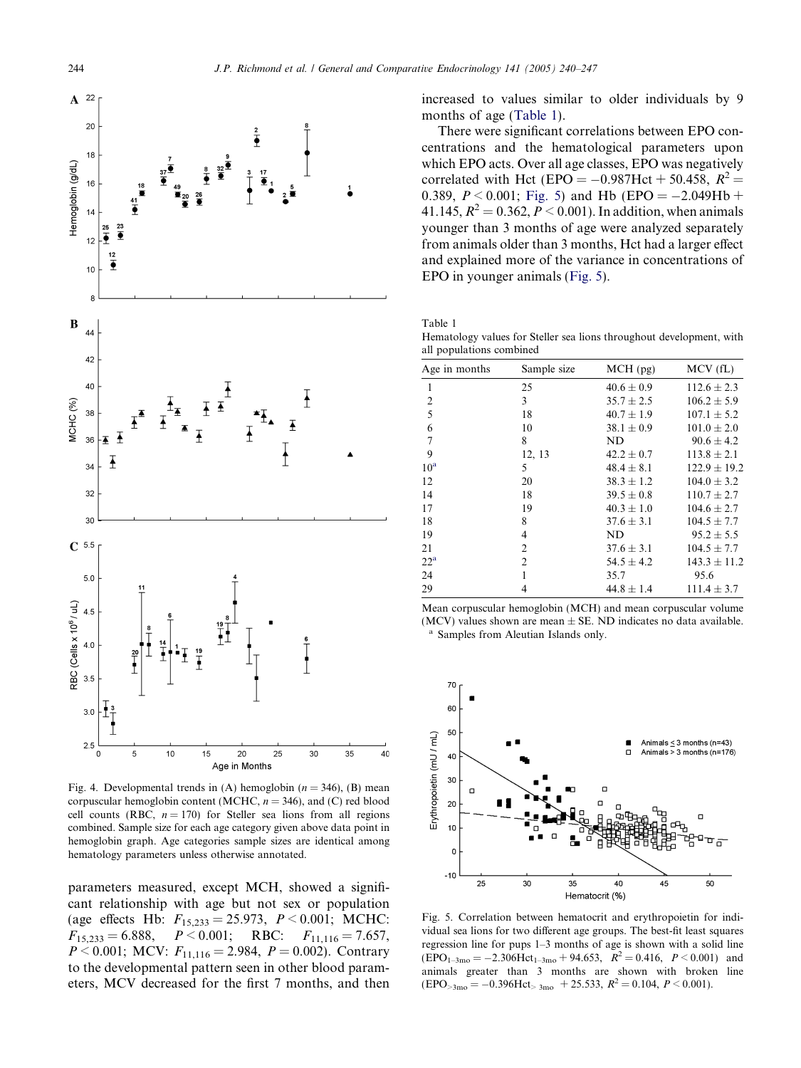Fig. 4. Developmental trends in (A) hemoglobin ($n = 346$), (B) mean corpuscular hemoglobin content (MCHC, $n = 346$), and (C) red blood cell counts (RBC, $n = 170$) for Steller sea lions from all regions combined. Sample size for each age category given above data point in hemoglobin graph. Age categories sample sizes are identical among hematology parameters unless otherwise annotated.

parameters measured, except MCH, showed a significant relationship with age but not sex or population (age effects Hb: $F_{15,233} = 25.973$, $P < 0.001$; MCHC: $F_{15,233} = 6.888$, $P < 0.001$; RBC: $F_{11,116} = 7.657$, $P < 0.001$; MCV: $F_{11,116} = 2.984$, $P = 0.002$). Contrary to the developmental pattern seen in other blood parameters, MCV decreased for the first 7 months, and then increased to values similar to older individuals by 9 months of age (Table 1).

There were significant correlations between EPO concentrations and the hematological parameters upon which EPO acts. Over all age classes, EPO was negatively correlated with Hct ($\text{EPO} = -0.987\text{Hct} + 50.458$, $R^2 = 0.389$, $P < 0.001$; Fig. 5) and Hb ($\text{EPO} = -2.049\text{Hb} + 41.145$, $R^2 = 0.362$, $P < 0.001$). In addition, when animals younger than 3 months of age were analyzed separately from animals older than 3 months, Hct had a larger effect and explained more of the variance in concentrations of EPO in younger animals (Fig. 5).

Table 1
Hematology values for Steller sea lions throughout development, with all populations combined

| Age in months | Sample size | MCH (pg) | MCV (fL) |
|---|---|---|---|
| 1 | 25 | 40.6 ± 0.9 | 112.6 ± 2.3 |
| 2 | 3 | 35.7 ± 2.5 | 106.2 ± 5.9 |
| 5 | 18 | 40.7 ± 1.9 | 107.1 ± 5.2 |
| 6 | 10 | 38.1 ± 0.9 | 101.0 ± 2.0 |
| 7 | 8 | ND | 90.6 ± 4.2 |
| 9 | 12, 13 | 42.2 ± 0.7 | 113.8 ± 2.1 |
| 10[a] | 5 | 48.4 ± 8.1 | 122.9 ± 19.2 |
| 12 | 20 | 38.3 ± 1.2 | 104.0 ± 3.2 |
| 14 | 18 | 39.5 ± 0.8 | 110.7 ± 2.7 |
| 17 | 19 | 40.3 ± 1.0 | 104.6 ± 2.7 |
| 18 | 8 | 37.6 ± 3.1 | 104.5 ± 7.7 |
| 19 | 4 | ND | 95.2 ± 5.5 |
| 21 | 2 | 37.6 ± 3.1 | 104.5 ± 7.7 |
| 22[a] | 2 | 54.5 ± 4.2 | 143.3 ± 11.2 |
| 24 | 1 | 35.7 | 95.6 |
| 29 | 4 | 44.8 ± 1.4 | 111.4 ± 3.7 |

Mean corpuscular hemoglobin (MCH) and mean corpuscular volume (MCV) values shown are mean ± SE. ND indicates no data available.
[a] Samples from Aleutian Islands only.

Fig. 5. Correlation between hematocrit and erythropoietin for individual sea lions for two different age groups. The best-fit least squares regression line for pups 1–3 months of age is shown with a solid line ($\text{EPO}_{1\text{–}3\text{mo}} = -2.306\text{Hct}_{1\text{–}3\text{mo}} + 94.653$, $R^2 = 0.416$, $P < 0.001$) and animals greater than 3 months are shown with broken line ($\text{EPO}_{>3\text{mo}} = -0.396\text{Hct}_{>3\text{mo}} + 25.533$, $R^2 = 0.104$, $P < 0.001$).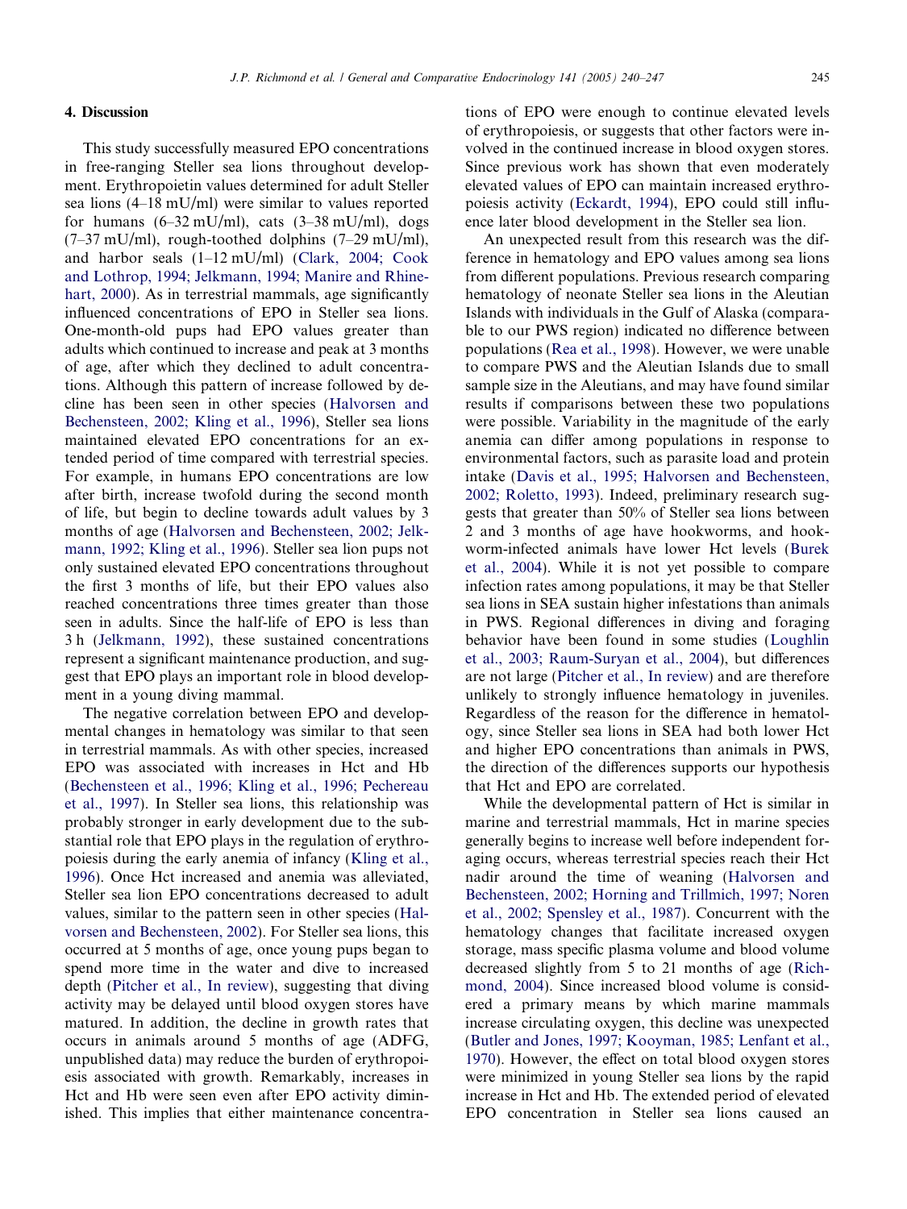## 4. Discussion

This study successfully measured EPO concentrations in free-ranging Steller sea lions throughout development. Erythropoietin values determined for adult Steller sea lions (4–18 mU/ml) were similar to values reported for humans (6–32 mU/ml), cats (3–38 mU/ml), dogs (7–37 mU/ml), rough-toothed dolphins (7–29 mU/ml), and harbor seals (1–12 mU/ml) (Clark, 2004; Cook and Lothrop, 1994; Jelkmann, 1994; Manire and Rhinehart, 2000). As in terrestrial mammals, age significantly influenced concentrations of EPO in Steller sea lions. One-month-old pups had EPO values greater than adults which continued to increase and peak at 3 months of age, after which they declined to adult concentrations. Although this pattern of increase followed by decline has been seen in other species (Halvorsen and Bechensteen, 2002; Kling et al., 1996), Steller sea lions maintained elevated EPO concentrations for an extended period of time compared with terrestrial species. For example, in humans EPO concentrations are low after birth, increase twofold during the second month of life, but begin to decline towards adult values by 3 months of age (Halvorsen and Bechensteen, 2002; Jelkmann, 1992; Kling et al., 1996). Steller sea lion pups not only sustained elevated EPO concentrations throughout the first 3 months of life, but their EPO values also reached concentrations three times greater than those seen in adults. Since the half-life of EPO is less than 3 h (Jelkmann, 1992), these sustained concentrations represent a significant maintenance production, and suggest that EPO plays an important role in blood development in a young diving mammal.

The negative correlation between EPO and developmental changes in hematology was similar to that seen in terrestrial mammals. As with other species, increased EPO was associated with increases in Hct and Hb (Bechensteen et al., 1996; Kling et al., 1996; Pechereau et al., 1997). In Steller sea lions, this relationship was probably stronger in early development due to the substantial role that EPO plays in the regulation of erythropoiesis during the early anemia of infancy (Kling et al., 1996). Once Hct increased and anemia was alleviated, Steller sea lion EPO concentrations decreased to adult values, similar to the pattern seen in other species (Halvorsen and Bechensteen, 2002). For Steller sea lions, this occurred at 5 months of age, once young pups began to spend more time in the water and dive to increased depth (Pitcher et al., In review), suggesting that diving activity may be delayed until blood oxygen stores have matured. In addition, the decline in growth rates that occurs in animals around 5 months of age (ADFG, unpublished data) may reduce the burden of erythropoiesis associated with growth. Remarkably, increases in Hct and Hb were seen even after EPO activity diminished. This implies that either maintenance concentrations of EPO were enough to continue elevated levels of erythropoiesis, or suggests that other factors were involved in the continued increase in blood oxygen stores. Since previous work has shown that even moderately elevated values of EPO can maintain increased erythropoiesis activity (Eckardt, 1994), EPO could still influence later blood development in the Steller sea lion.

An unexpected result from this research was the difference in hematology and EPO values among sea lions from different populations. Previous research comparing hematology of neonate Steller sea lions in the Aleutian Islands with individuals in the Gulf of Alaska (comparable to our PWS region) indicated no difference between populations (Rea et al., 1998). However, we were unable to compare PWS and the Aleutian Islands due to small sample size in the Aleutians, and may have found similar results if comparisons between these two populations were possible. Variability in the magnitude of the early anemia can differ among populations in response to environmental factors, such as parasite load and protein intake (Davis et al., 1995; Halvorsen and Bechensteen, 2002; Roletto, 1993). Indeed, preliminary research suggests that greater than 50% of Steller sea lions between 2 and 3 months of age have hookworms, and hookworm-infected animals have lower Hct levels (Burek et al., 2004). While it is not yet possible to compare infection rates among populations, it may be that Steller sea lions in SEA sustain higher infestations than animals in PWS. Regional differences in diving and foraging behavior have been found in some studies (Loughlin et al., 2003; Raum-Suryan et al., 2004), but differences are not large (Pitcher et al., In review) and are therefore unlikely to strongly influence hematology in juveniles. Regardless of the reason for the difference in hematology, since Steller sea lions in SEA had both lower Hct and higher EPO concentrations than animals in PWS, the direction of the differences supports our hypothesis that Hct and EPO are correlated.

While the developmental pattern of Hct is similar in marine and terrestrial mammals, Hct in marine species generally begins to increase well before independent foraging occurs, whereas terrestrial species reach their Hct nadir around the time of weaning (Halvorsen and Bechensteen, 2002; Horning and Trillmich, 1997; Noren et al., 2002; Spensley et al., 1987). Concurrent with the hematology changes that facilitate increased oxygen storage, mass specific plasma volume and blood volume decreased slightly from 5 to 21 months of age (Richmond, 2004). Since increased blood volume is considered a primary means by which marine mammals increase circulating oxygen, this decline was unexpected (Butler and Jones, 1997; Kooyman, 1985; Lenfant et al., 1970). However, the effect on total blood oxygen stores were minimized in young Steller sea lions by the rapid increase in Hct and Hb. The extended period of elevated EPO concentration in Steller sea lions caused an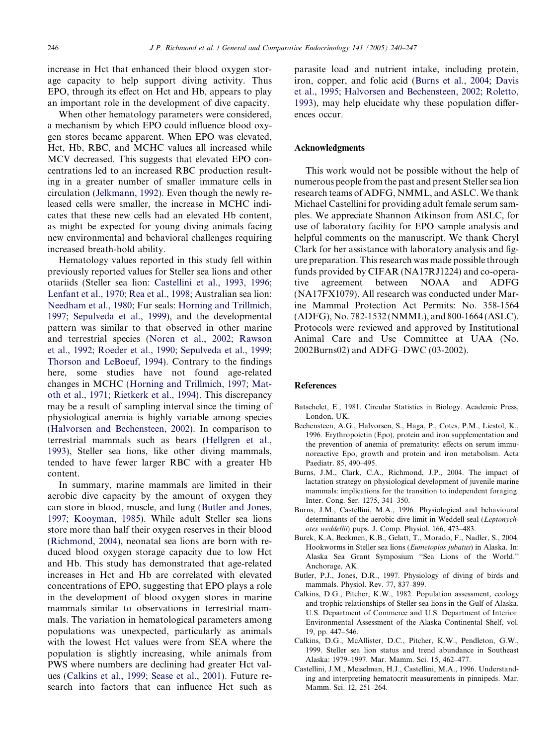increase in Hct that enhanced their blood oxygen storage capacity to help support diving activity. Thus EPO, through its effect on Hct and Hb, appears to play an important role in the development of dive capacity.

When other hematology parameters were considered, a mechanism by which EPO could influence blood oxygen stores became apparent. When EPO was elevated, Hct, Hb, RBC, and MCHC values all increased while MCV decreased. This suggests that elevated EPO concentrations led to an increased RBC production resulting in a greater number of smaller immature cells in circulation (Jelkmann, 1992). Even though the newly released cells were smaller, the increase in MCHC indicates that these new cells had an elevated Hb content, as might be expected for young diving animals facing new environmental and behavioral challenges requiring increased breath-hold ability.

Hematology values reported in this study fell within previously reported values for Steller sea lions and other otariids (Steller sea lion: Castellini et al., 1993, 1996; Lenfant et al., 1970; Rea et al., 1998; Australian sea lion: Needham et al., 1980; Fur seals: Horning and Trillmich, 1997; Sepulveda et al., 1999), and the developmental pattern was similar to that observed in other marine and terrestrial species (Noren et al., 2002; Rawson et al., 1992; Roeder et al., 1990; Sepulveda et al., 1999; Thorson and LeBoeuf, 1994). Contrary to the findings here, some studies have not found age-related changes in MCHC (Horning and Trillmich, 1997; Matoth et al., 1971; Rietkerk et al., 1994). This discrepancy may be a result of sampling interval since the timing of physiological anemia is highly variable among species (Halvorsen and Bechensteen, 2002). In comparison to terrestrial mammals such as bears (Hellgren et al., 1993), Steller sea lions, like other diving mammals, tended to have fewer larger RBC with a greater Hb content.

In summary, marine mammals are limited in their aerobic dive capacity by the amount of oxygen they can store in blood, muscle, and lung (Butler and Jones, 1997; Kooyman, 1985). While adult Steller sea lions store more than half their oxygen reserves in their blood (Richmond, 2004), neonatal sea lions are born with reduced blood oxygen storage capacity due to low Hct and Hb. This study has demonstrated that age-related increases in Hct and Hb are correlated with elevated concentrations of EPO, suggesting that EPO plays a role in the development of blood oxygen stores in marine mammals similar to observations in terrestrial mammals. The variation in hematological parameters among populations was unexpected, particularly as animals with the lowest Hct values were from SEA where the population is slightly increasing, while animals from PWS where numbers are declining had greater Hct values (Calkins et al., 1999; Sease et al., 2001). Future research into factors that can influence Hct such as parasite load and nutrient intake, including protein, iron, copper, and folic acid (Burns et al., 2004; Davis et al., 1995; Halvorsen and Bechensteen, 2002; Roletto, 1993), may help elucidate why these population differences occur.

## Acknowledgments

This work would not be possible without the help of numerous people from the past and present Steller sea lion research teams of ADFG, NMML, and ASLC. We thank Michael Castellini for providing adult female serum samples. We appreciate Shannon Atkinson from ASLC, for use of laboratory facility for EPO sample analysis and helpful comments on the manuscript. We thank Cheryl Clark for her assistance with laboratory analysis and figure preparation. This research was made possible through funds provided by CIFAR (NA17RJ1224) and co-operative agreement between NOAA and ADFG (NA17FX1079). All research was conducted under Marine Mammal Protection Act Permits: No. 358-1564 (ADFG), No. 782-1532 (NMML), and 800-1664 (ASLC). Protocols were reviewed and approved by Institutional Animal Care and Use Committee at UAA (No. 2002Burns02) and ADFG–DWC (03-2002).

## References

Batschelet, E., 1981. Circular Statistics in Biology. Academic Press, London, UK.

Bechensteen, A.G., Halvorsen, S., Haga, P., Cotes, P.M., Liestol, K., 1996. Erythropoietin (Epo), protein and iron supplementation and the prevention of anemia of prematurity: effects on serum immunoreactive Epo, growth and protein and iron metabolism. Acta Paediatr. 85, 490–495.

Burns, J.M., Clark, C.A., Richmond, J.P., 2004. The impact of lactation strategy on physiological development of juvenile marine mammals: implications for the transition to independent foraging. Inter. Cong. Ser. 1275, 341–350.

Burns, J.M., Castellini, M.A., 1996. Physiological and behavioural determinants of the aerobic dive limit in Weddell seal (*Leptonychotes weddellii*) pups. J. Comp. Physiol. 166, 473–483.

Burek, K.A, Beckmen, K.B., Gelatt, T., Morado, F., Nadler, S., 2004. Hookworms in Steller sea lions (*Eumetopias jubatus*) in Alaska. In: Alaska Sea Grant Symposium "Sea Lions of the World." Anchorage, AK.

Butler, P.J., Jones, D.R., 1997. Physiology of diving of birds and mammals. Physiol. Rev. 77, 837–899.

Calkins, D.G., Pitcher, K.W., 1982. Population assessment, ecology and trophic relationships of Steller sea lions in the Gulf of Alaska. U.S. Department of Commerce and U.S. Department of Interior. Environmental Assessment of the Alaska Continental Shelf, vol. 19, pp. 447–546.

Calkins, D.G., McAllister, D.C., Pitcher, K.W., Pendleton, G.W., 1999. Steller sea lion status and trend abundance in Southeast Alaska: 1979–1997. Mar. Mamm. Sci. 15, 462–477.

Castellini, J.M., Meiselman, H.J., Castellini, M.A., 1996. Understanding and interpreting hematocrit measurements in pinnipeds. Mar. Mamm. Sci. 12, 251–264.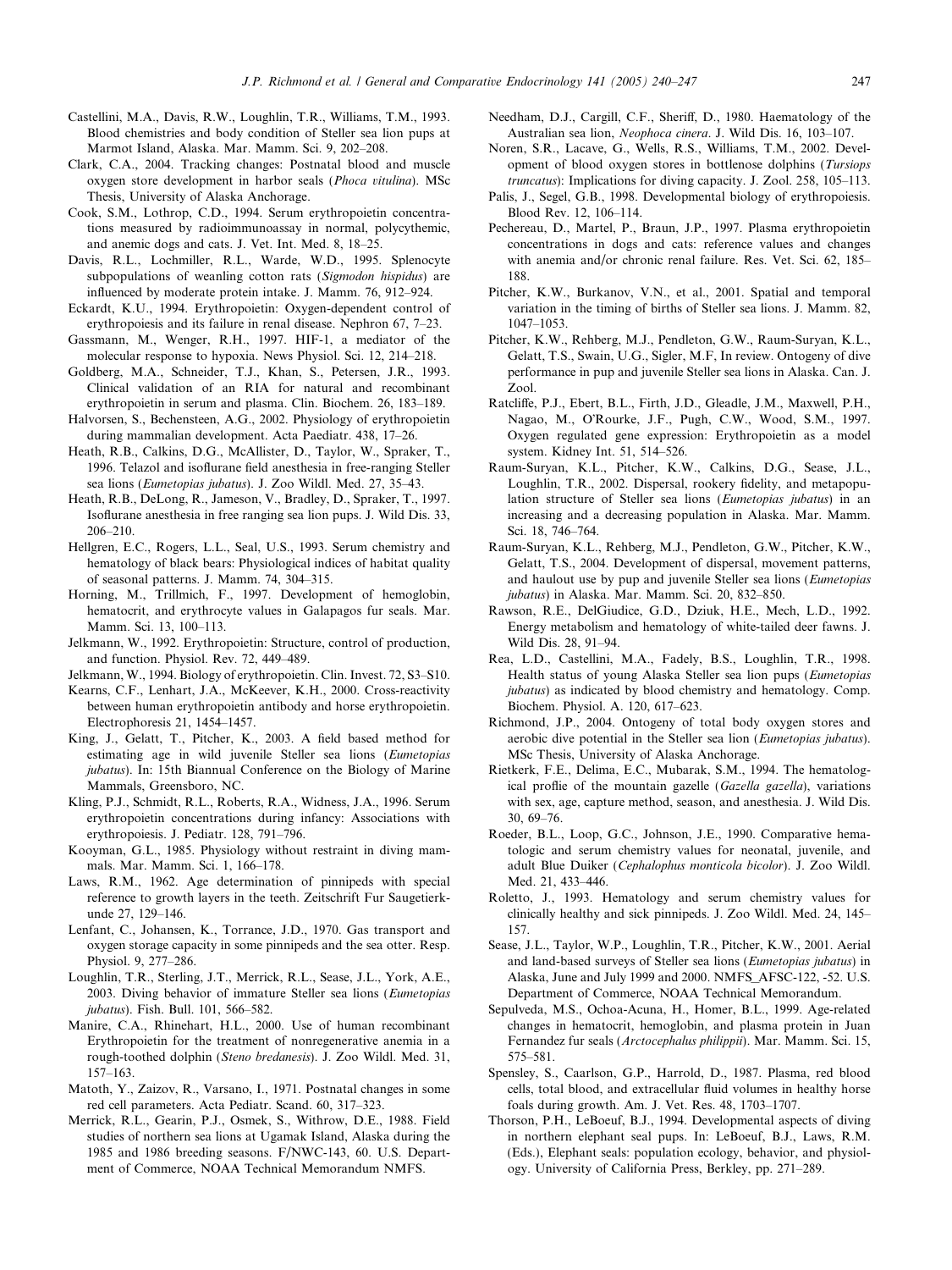Castellini, M.A., Davis, R.W., Loughlin, T.R., Williams, T.M., 1993. Blood chemistries and body condition of Steller sea lion pups at Marmot Island, Alaska. Mar. Mamm. Sci. 9, 202–208.

Clark, C.A., 2004. Tracking changes: Postnatal blood and muscle oxygen store development in harbor seals (*Phoca vitulina*). MSc Thesis, University of Alaska Anchorage.

Cook, S.M., Lothrop, C.D., 1994. Serum erythropoietin concentrations measured by radioimmunoassay in normal, polycythemic, and anemic dogs and cats. J. Vet. Int. Med. 8, 18–25.

Davis, R.L., Lochmiller, R.L., Warde, W.D., 1995. Splenocyte subpopulations of weanling cotton rats (*Sigmodon hispidus*) are influenced by moderate protein intake. J. Mamm. 76, 912–924.

Eckardt, K.U., 1994. Erythropoietin: Oxygen-dependent control of erythropoiesis and its failure in renal disease. Nephron 67, 7–23.

Gassmann, M., Wenger, R.H., 1997. HIF-1, a mediator of the molecular response to hypoxia. News Physiol. Sci. 12, 214–218.

Goldberg, M.A., Schneider, T.J., Khan, S., Petersen, J.R., 1993. Clinical validation of an RIA for natural and recombinant erythropoietin in serum and plasma. Clin. Biochem. 26, 183–189.

Halvorsen, S., Bechensteen, A.G., 2002. Physiology of erythropoietin during mammalian development. Acta Paediatr. 438, 17–26.

Heath, R.B., Calkins, D.G., McAllister, D., Taylor, W., Spraker, T., 1996. Telazol and isoflurane field anesthesia in free-ranging Steller sea lions (*Eumetopias jubatus*). J. Zoo Wildl. Med. 27, 35–43.

Heath, R.B., DeLong, R., Jameson, V., Bradley, D., Spraker, T., 1997. Isoflurane anesthesia in free ranging sea lion pups. J. Wild Dis. 33, 206–210.

Hellgren, E.C., Rogers, L.L., Seal, U.S., 1993. Serum chemistry and hematology of black bears: Physiological indices of habitat quality of seasonal patterns. J. Mamm. 74, 304–315.

Horning, M., Trillmich, F., 1997. Development of hemoglobin, hematocrit, and erythrocyte values in Galapagos fur seals. Mar. Mamm. Sci. 13, 100–113.

Jelkmann, W., 1992. Erythropoietin: Structure, control of production, and function. Physiol. Rev. 72, 449–489.

Jelkmann, W., 1994. Biology of erythropoietin. Clin. Invest. 72, S3–S10.

Kearns, C.F., Lenhart, J.A., McKeever, K.H., 2000. Cross-reactivity between human erythropoietin antibody and horse erythropoietin. Electrophoresis 21, 1454–1457.

King, J., Gelatt, T., Pitcher, K., 2003. A field based method for estimating age in wild juvenile Steller sea lions (*Eumetopias jubatus*). In: 15th Biannual Conference on the Biology of Marine Mammals, Greensboro, NC.

Kling, P.J., Schmidt, R.L., Roberts, R.A., Widness, J.A., 1996. Serum erythropoietin concentrations during infancy: Associations with erythropoiesis. J. Pediatr. 128, 791–796.

Kooyman, G.L., 1985. Physiology without restraint in diving mammals. Mar. Mamm. Sci. 1, 166–178.

Laws, R.M., 1962. Age determination of pinnipeds with special reference to growth layers in the teeth. Zeitschrift Fur Saugetierkunde 27, 129–146.

Lenfant, C., Johansen, K., Torrance, J.D., 1970. Gas transport and oxygen storage capacity in some pinnipeds and the sea otter. Resp. Physiol. 9, 277–286.

Loughlin, T.R., Sterling, J.T., Merrick, R.L., Sease, J.L., York, A.E., 2003. Diving behavior of immature Steller sea lions (*Eumetopias jubatus*). Fish. Bull. 101, 566–582.

Manire, C.A., Rhinehart, H.L., 2000. Use of human recombinant Erythropoietin for the treatment of nonregenerative anemia in a rough-toothed dolphin (*Steno bredanesis*). J. Zoo Wildl. Med. 31, 157–163.

Matoth, Y., Zaizov, R., Varsano, I., 1971. Postnatal changes in some red cell parameters. Acta Pediatr. Scand. 60, 317–323.

Merrick, R.L., Gearin, P.J., Osmek, S., Withrow, D.E., 1988. Field studies of northern sea lions at Ugamak Island, Alaska during the 1985 and 1986 breeding seasons. F/NWC-143, 60. U.S. Department of Commerce, NOAA Technical Memorandum NMFS.

Needham, D.J., Cargill, C.F., Sheriff, D., 1980. Haematology of the Australian sea lion, *Neophoca cinera*. J. Wild Dis. 16, 103–107.

Noren, S.R., Lacave, G., Wells, R.S., Williams, T.M., 2002. Development of blood oxygen stores in bottlenose dolphins (*Tursiops truncatus*): Implications for diving capacity. J. Zool. 258, 105–113.

Palis, J., Segel, G.B., 1998. Developmental biology of erythropoiesis. Blood Rev. 12, 106–114.

Pechereau, D., Martel, P., Braun, J.P., 1997. Plasma erythropoietin concentrations in dogs and cats: reference values and changes with anemia and/or chronic renal failure. Res. Vet. Sci. 62, 185–188.

Pitcher, K.W., Burkanov, V.N., et al., 2001. Spatial and temporal variation in the timing of births of Steller sea lions. J. Mamm. 82, 1047–1053.

Pitcher, K.W., Rehberg, M.J., Pendleton, G.W., Raum-Suryan, K.L., Gelatt, T.S., Swain, U.G., Sigler, M.F, In review. Ontogeny of dive performance in pup and juvenile Steller sea lions in Alaska. Can. J. Zool.

Ratcliffe, P.J., Ebert, B.L., Firth, J.D., Gleadle, J.M., Maxwell, P.H., Nagao, M., O'Rourke, J.F., Pugh, C.W., Wood, S.M., 1997. Oxygen regulated gene expression: Erythropoietin as a model system. Kidney Int. 51, 514–526.

Raum-Suryan, K.L., Pitcher, K.W., Calkins, D.G., Sease, J.L., Loughlin, T.R., 2002. Dispersal, rookery fidelity, and metapopulation structure of Steller sea lions (*Eumetopias jubatus*) in an increasing and a decreasing population in Alaska. Mar. Mamm. Sci. 18, 746–764.

Raum-Suryan, K.L., Rehberg, M.J., Pendleton, G.W., Pitcher, K.W., Gelatt, T.S., 2004. Development of dispersal, movement patterns, and haulout use by pup and juvenile Steller sea lions (*Eumetopias jubatus*) in Alaska. Mar. Mamm. Sci. 20, 832–850.

Rawson, R.E., DelGiudice, G.D., Dziuk, H.E., Mech, L.D., 1992. Energy metabolism and hematology of white-tailed deer fawns. J. Wild Dis. 28, 91–94.

Rea, L.D., Castellini, M.A., Fadely, B.S., Loughlin, T.R., 1998. Health status of young Alaska Steller sea lion pups (*Eumetopias jubatus*) as indicated by blood chemistry and hematology. Comp. Biochem. Physiol. A. 120, 617–623.

Richmond, J.P., 2004. Ontogeny of total body oxygen stores and aerobic dive potential in the Steller sea lion (*Eumetopias jubatus*). MSc Thesis, University of Alaska Anchorage.

Rietkerk, F.E., Delima, E.C., Mubarak, S.M., 1994. The hematological profile of the mountain gazelle (*Gazella gazella*), variations with sex, age, capture method, season, and anesthesia. J. Wild Dis. 30, 69–76.

Roeder, B.L., Loop, G.C., Johnson, J.E., 1990. Comparative hematologic and serum chemistry values for neonatal, juvenile, and adult Blue Duiker (*Cephalophus monticola bicolor*). J. Zoo Wildl. Med. 21, 433–446.

Roletto, J., 1993. Hematology and serum chemistry values for clinically healthy and sick pinnipeds. J. Zoo Wildl. Med. 24, 145–157.

Sease, J.L., Taylor, W.P., Loughlin, T.R., Pitcher, K.W., 2001. Aerial and land-based surveys of Steller sea lions (*Eumetopias jubatus*) in Alaska, June and July 1999 and 2000. NMFS_AFSC-122, -52. U.S. Department of Commerce, NOAA Technical Memorandum.

Sepulveda, M.S., Ochoa-Acuna, H., Homer, B.L., 1999. Age-related changes in hematocrit, hemoglobin, and plasma protein in Juan Fernandez fur seals (*Arctocephalus philippii*). Mar. Mamm. Sci. 15, 575–581.

Spensley, S., Caarlson, G.P., Harrold, D., 1987. Plasma, red blood cells, total blood, and extracellular fluid volumes in healthy horse foals during growth. Am. J. Vet. Res. 48, 1703–1707.

Thorson, P.H., LeBoeuf, B.J., 1994. Developmental aspects of diving in northern elephant seal pups. In: LeBoeuf, B.J., Laws, R.M. (Eds.), Elephant seals: population ecology, behavior, and physiology. University of California Press, Berkley, pp. 271–289.